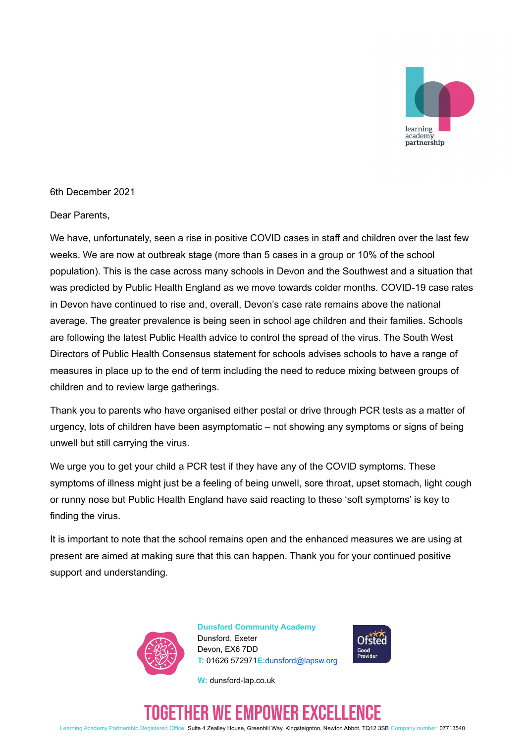learning academy partnership

6th December 2021

Dear Parents,

We have, unfortunately, seen a rise in positive COVID cases in staff and children over the last few weeks. We are now at outbreak stage (more than 5 cases in a group or 10% of the school population). This is the case across many schools in Devon and the Southwest and a situation that was predicted by Public Health England as we move towards colder months. COVID-19 case rates in Devon have continued to rise and, overall, Devon's case rate remains above the national average. The greater prevalence is being seen in school age children and their families. Schools are following the latest Public Health advice to control the spread of the virus. The South West Directors of Public Health Consensus statement for schools advises schools to have a range of measures in place up to the end of term including the need to reduce mixing between groups of children and to review large gatherings.

Thank you to parents who have organised either postal or drive through PCR tests as a matter of urgency, lots of children have been asymptomatic – not showing any symptoms or signs of being unwell but still carrying the virus.

We urge you to get your child a PCR test if they have any of the COVID symptoms. These symptoms of illness might just be a feeling of being unwell, sore throat, upset stomach, light cough or runny nose but Public Health England have said reacting to these 'soft symptoms' is key to finding the virus.

It is important to note that the school remains open and the enhanced measures we are using at present are aimed at making sure that this can happen. Thank you for your continued positive support and understanding.

**Dunsford Community Academy**
Dunsford, Exeter
Devon, EX6 7DD
T: 01626 572971 E: dunsford@lapsw.org

W: dunsford-lap.co.uk

Ofsted Good Provider

# TOGETHER WE EMPOWER EXCELLENCE

Learning Academy Partnership Registered Office: Suite 4 Zealley House, Greenhill Way, Kingsteignton, Newton Abbot, TQ12 3SB Company number: 07713540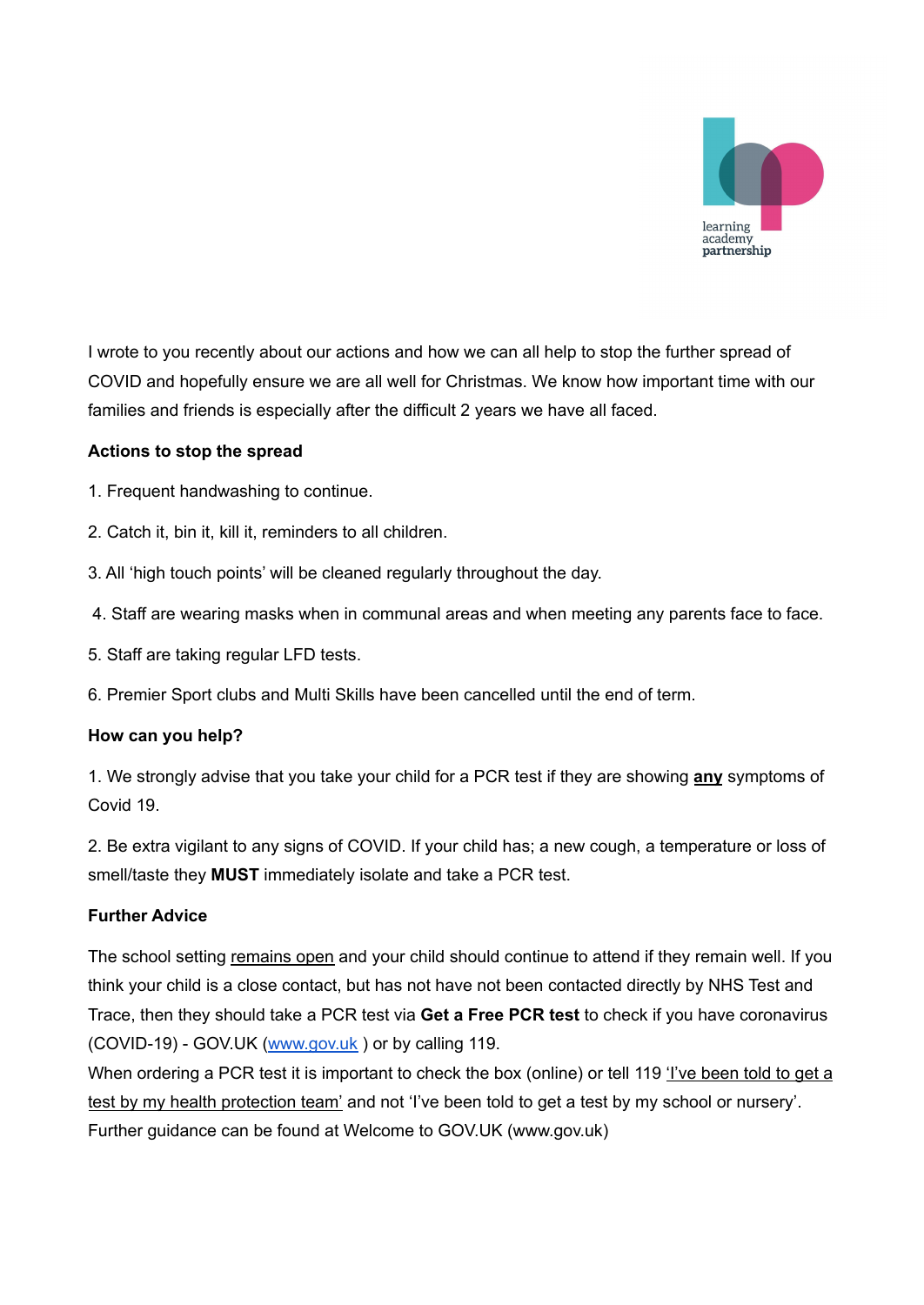I wrote to you recently about our actions and how we can all help to stop the further spread of COVID and hopefully ensure we are all well for Christmas. We know how important time with our families and friends is especially after the difficult 2 years we have all faced.

**Actions to stop the spread**

1. Frequent handwashing to continue.
2. Catch it, bin it, kill it, reminders to all children.
3. All 'high touch points' will be cleaned regularly throughout the day.
4. Staff are wearing masks when in communal areas and when meeting any parents face to face.
5. Staff are taking regular LFD tests.
6. Premier Sport clubs and Multi Skills have been cancelled until the end of term.

**How can you help?**

1. We strongly advise that you take your child for a PCR test if they are showing **any** symptoms of Covid 19.
2. Be extra vigilant to any signs of COVID. If your child has; a new cough, a temperature or loss of smell/taste they **MUST** immediately isolate and take a PCR test.

**Further Advice**

The school setting remains open and your child should continue to attend if they remain well. If you think your child is a close contact, but has not have not been contacted directly by NHS Test and Trace, then they should take a PCR test via **Get a Free PCR test** to check if you have coronavirus (COVID-19) - GOV.UK (www.gov.uk) or by calling 119.
When ordering a PCR test it is important to check the box (online) or tell 119 'I've been told to get a test by my health protection team' and not 'I've been told to get a test by my school or nursery'. Further guidance can be found at Welcome to GOV.UK (www.gov.uk)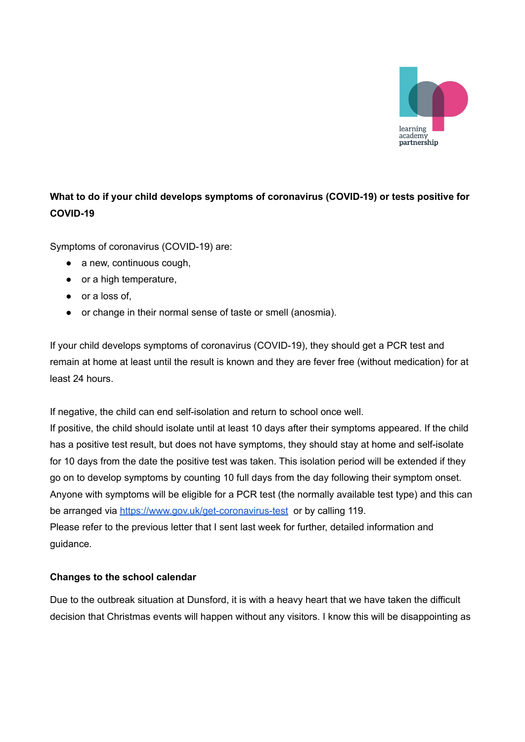**What to do if your child develops symptoms of coronavirus (COVID-19) or tests positive for COVID-19**

Symptoms of coronavirus (COVID-19) are:

- a new, continuous cough,
- or a high temperature,
- or a loss of,
- or change in their normal sense of taste or smell (anosmia).

If your child develops symptoms of coronavirus (COVID-19), they should get a PCR test and remain at home at least until the result is known and they are fever free (without medication) for at least 24 hours.

If negative, the child can end self-isolation and return to school once well.
If positive, the child should isolate until at least 10 days after their symptoms appeared. If the child has a positive test result, but does not have symptoms, they should stay at home and self-isolate for 10 days from the date the positive test was taken. This isolation period will be extended if they go on to develop symptoms by counting 10 full days from the day following their symptom onset. Anyone with symptoms will be eligible for a PCR test (the normally available test type) and this can be arranged via [https://www.gov.uk/get-coronavirus-test](https://www.gov.uk/get-coronavirus-test) or by calling 119.
Please refer to the previous letter that I sent last week for further, detailed information and guidance.

**Changes to the school calendar**

Due to the outbreak situation at Dunsford, it is with a heavy heart that we have taken the difficult decision that Christmas events will happen without any visitors. I know this will be disappointing as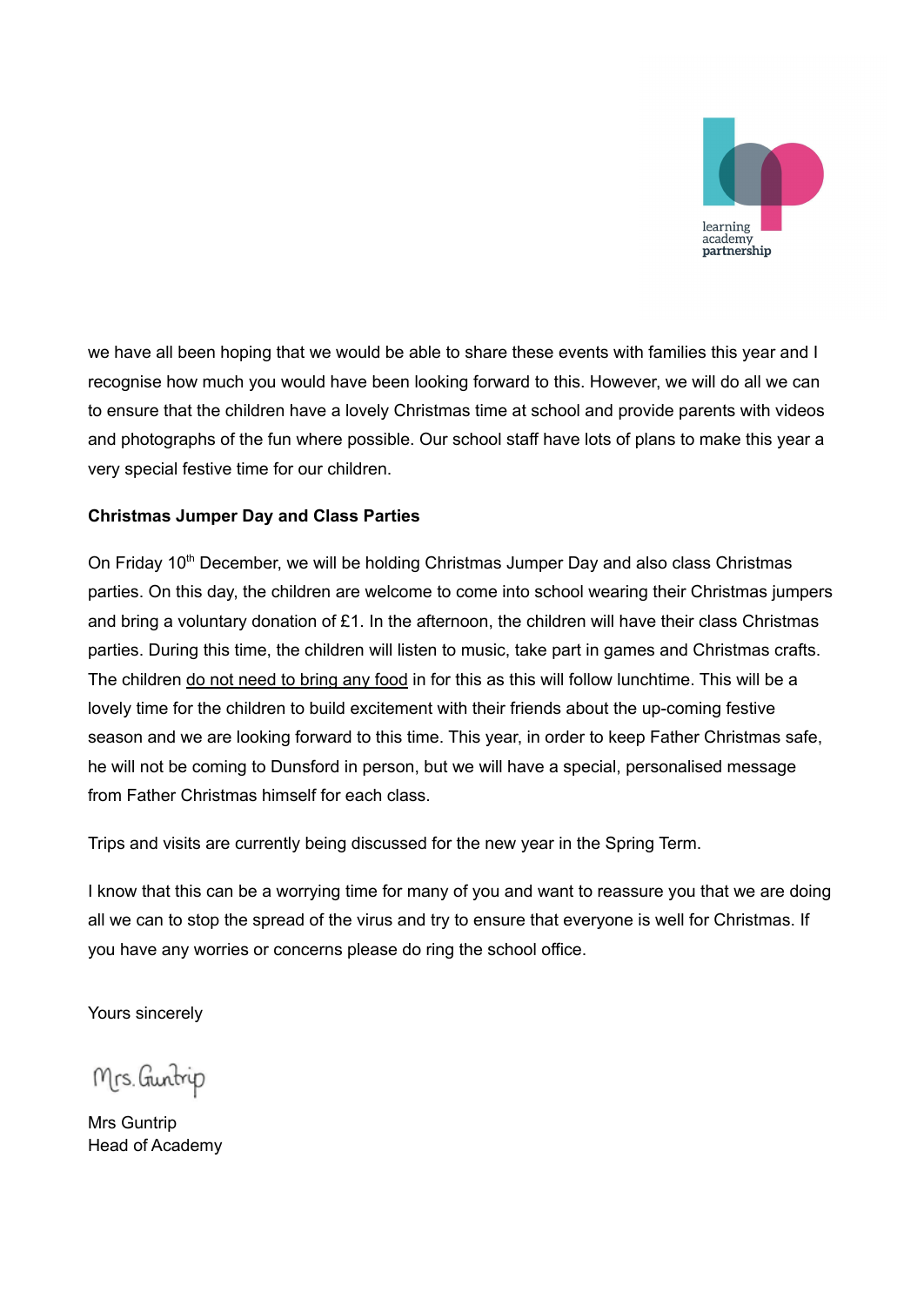we have all been hoping that we would be able to share these events with families this year and I recognise how much you would have been looking forward to this. However, we will do all we can to ensure that the children have a lovely Christmas time at school and provide parents with videos and photographs of the fun where possible. Our school staff have lots of plans to make this year a very special festive time for our children.

**Christmas Jumper Day and Class Parties**

On Friday 10th December, we will be holding Christmas Jumper Day and also class Christmas parties. On this day, the children are welcome to come into school wearing their Christmas jumpers and bring a voluntary donation of £1. In the afternoon, the children will have their class Christmas parties. During this time, the children will listen to music, take part in games and Christmas crafts. The children do not need to bring any food in for this as this will follow lunchtime. This will be a lovely time for the children to build excitement with their friends about the up-coming festive season and we are looking forward to this time. This year, in order to keep Father Christmas safe, he will not be coming to Dunsford in person, but we will have a special, personalised message from Father Christmas himself for each class.

Trips and visits are currently being discussed for the new year in the Spring Term.

I know that this can be a worrying time for many of you and want to reassure you that we are doing all we can to stop the spread of the virus and try to ensure that everyone is well for Christmas. If you have any worries or concerns please do ring the school office.

Yours sincerely

Mrs. Guntrip

Mrs Guntrip
Head of Academy